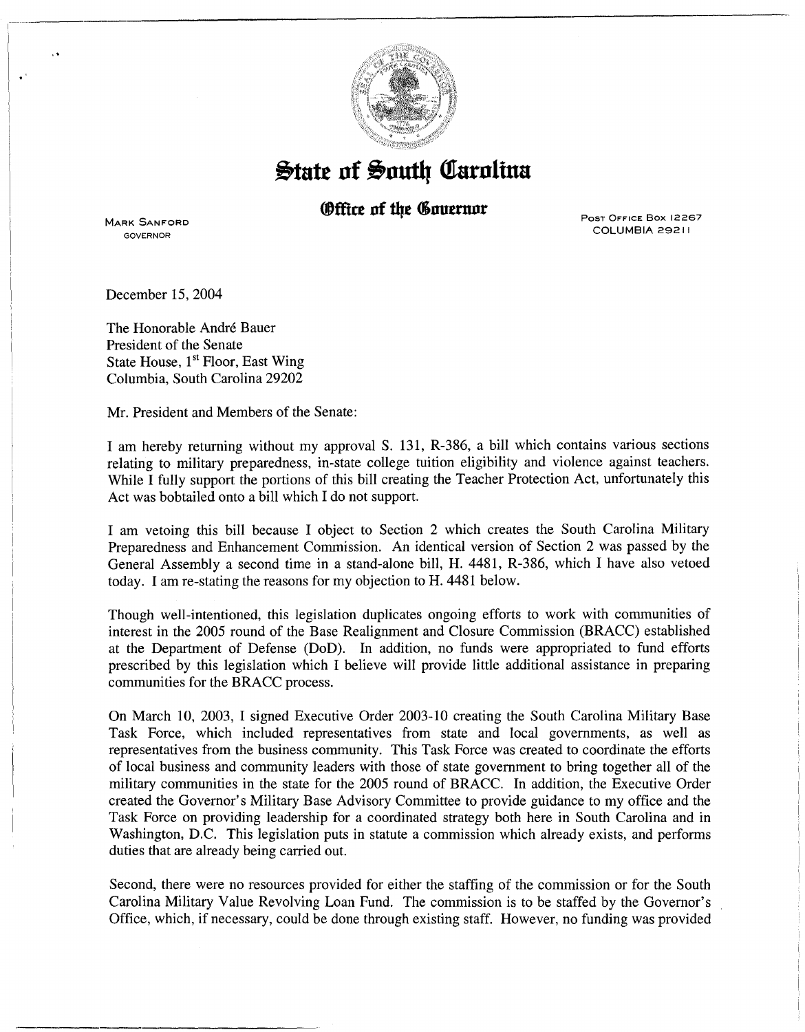# State of South Carolina

## Office of the Governor

MARK SANFORD
GOVERNOR

POST OFFICE BOX 12267
COLUMBIA 29211

December 15, 2004

The Honorable André Bauer
President of the Senate
State House, 1st Floor, East Wing
Columbia, South Carolina 29202

Mr. President and Members of the Senate:

I am hereby returning without my approval S. 131, R-386, a bill which contains various sections relating to military preparedness, in-state college tuition eligibility and violence against teachers. While I fully support the portions of this bill creating the Teacher Protection Act, unfortunately this Act was bobtailed onto a bill which I do not support.

I am vetoing this bill because I object to Section 2 which creates the South Carolina Military Preparedness and Enhancement Commission. An identical version of Section 2 was passed by the General Assembly a second time in a stand-alone bill, H. 4481, R-386, which I have also vetoed today. I am re-stating the reasons for my objection to H. 4481 below.

Though well-intentioned, this legislation duplicates ongoing efforts to work with communities of interest in the 2005 round of the Base Realignment and Closure Commission (BRACC) established at the Department of Defense (DoD). In addition, no funds were appropriated to fund efforts prescribed by this legislation which I believe will provide little additional assistance in preparing communities for the BRACC process.

On March 10, 2003, I signed Executive Order 2003-10 creating the South Carolina Military Base Task Force, which included representatives from state and local governments, as well as representatives from the business community. This Task Force was created to coordinate the efforts of local business and community leaders with those of state government to bring together all of the military communities in the state for the 2005 round of BRACC. In addition, the Executive Order created the Governor's Military Base Advisory Committee to provide guidance to my office and the Task Force on providing leadership for a coordinated strategy both here in South Carolina and in Washington, D.C. This legislation puts in statute a commission which already exists, and performs duties that are already being carried out.

Second, there were no resources provided for either the staffing of the commission or for the South Carolina Military Value Revolving Loan Fund. The commission is to be staffed by the Governor's Office, which, if necessary, could be done through existing staff. However, no funding was provided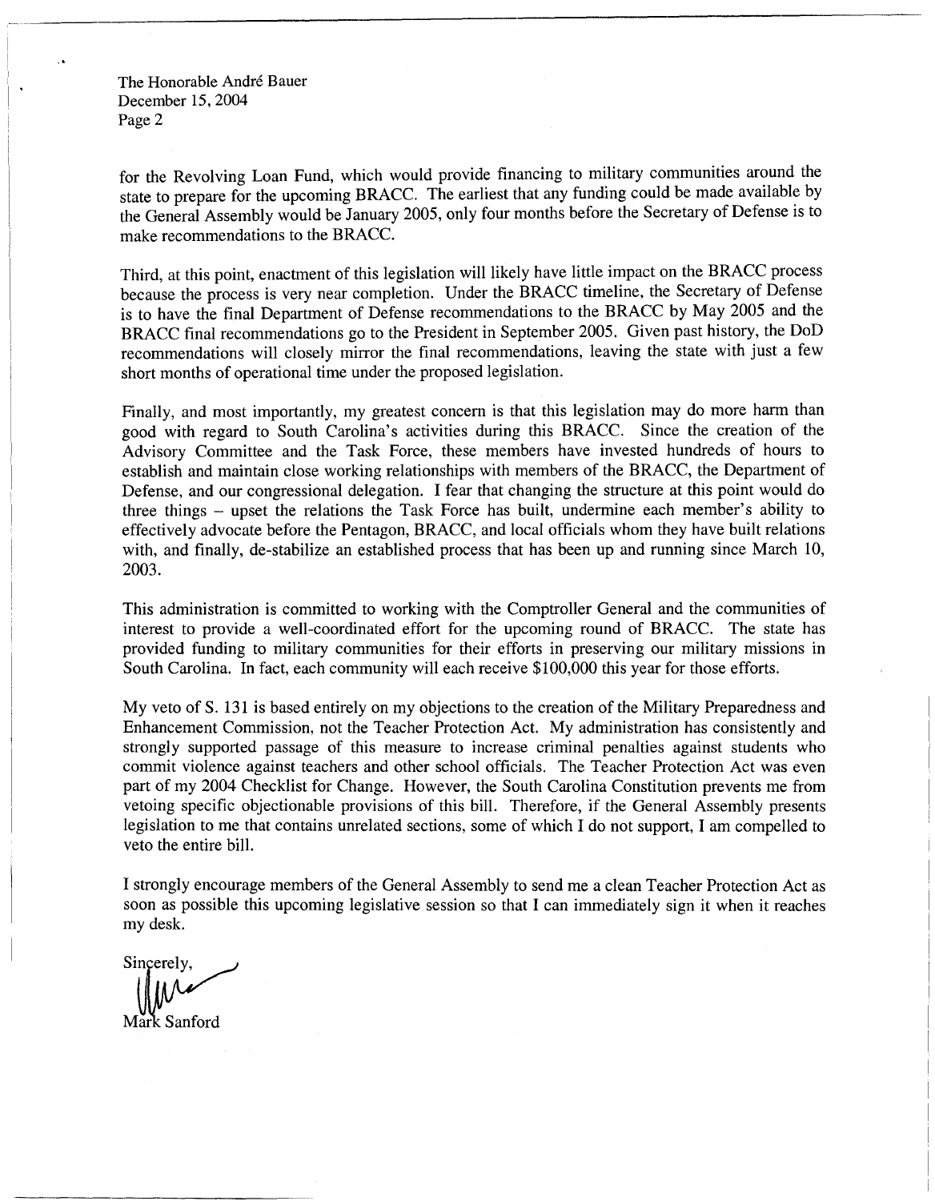The Honorable André Bauer
December 15, 2004
Page 2

for the Revolving Loan Fund, which would provide financing to military communities around the state to prepare for the upcoming BRACC. The earliest that any funding could be made available by the General Assembly would be January 2005, only four months before the Secretary of Defense is to make recommendations to the BRACC.

Third, at this point, enactment of this legislation will likely have little impact on the BRACC process because the process is very near completion. Under the BRACC timeline, the Secretary of Defense is to have the final Department of Defense recommendations to the BRACC by May 2005 and the BRACC final recommendations go to the President in September 2005. Given past history, the DoD recommendations will closely mirror the final recommendations, leaving the state with just a few short months of operational time under the proposed legislation.

Finally, and most importantly, my greatest concern is that this legislation may do more harm than good with regard to South Carolina's activities during this BRACC. Since the creation of the Advisory Committee and the Task Force, these members have invested hundreds of hours to establish and maintain close working relationships with members of the BRACC, the Department of Defense, and our congressional delegation. I fear that changing the structure at this point would do three things – upset the relations the Task Force has built, undermine each member's ability to effectively advocate before the Pentagon, BRACC, and local officials whom they have built relations with, and finally, de-stabilize an established process that has been up and running since March 10, 2003.

This administration is committed to working with the Comptroller General and the communities of interest to provide a well-coordinated effort for the upcoming round of BRACC. The state has provided funding to military communities for their efforts in preserving our military missions in South Carolina. In fact, each community will each receive $100,000 this year for those efforts.

My veto of S. 131 is based entirely on my objections to the creation of the Military Preparedness and Enhancement Commission, not the Teacher Protection Act. My administration has consistently and strongly supported passage of this measure to increase criminal penalties against students who commit violence against teachers and other school officials. The Teacher Protection Act was even part of my 2004 Checklist for Change. However, the South Carolina Constitution prevents me from vetoing specific objectionable provisions of this bill. Therefore, if the General Assembly presents legislation to me that contains unrelated sections, some of which I do not support, I am compelled to veto the entire bill.

I strongly encourage members of the General Assembly to send me a clean Teacher Protection Act as soon as possible this upcoming legislative session so that I can immediately sign it when it reaches my desk.

Sincerely,

Mark Sanford